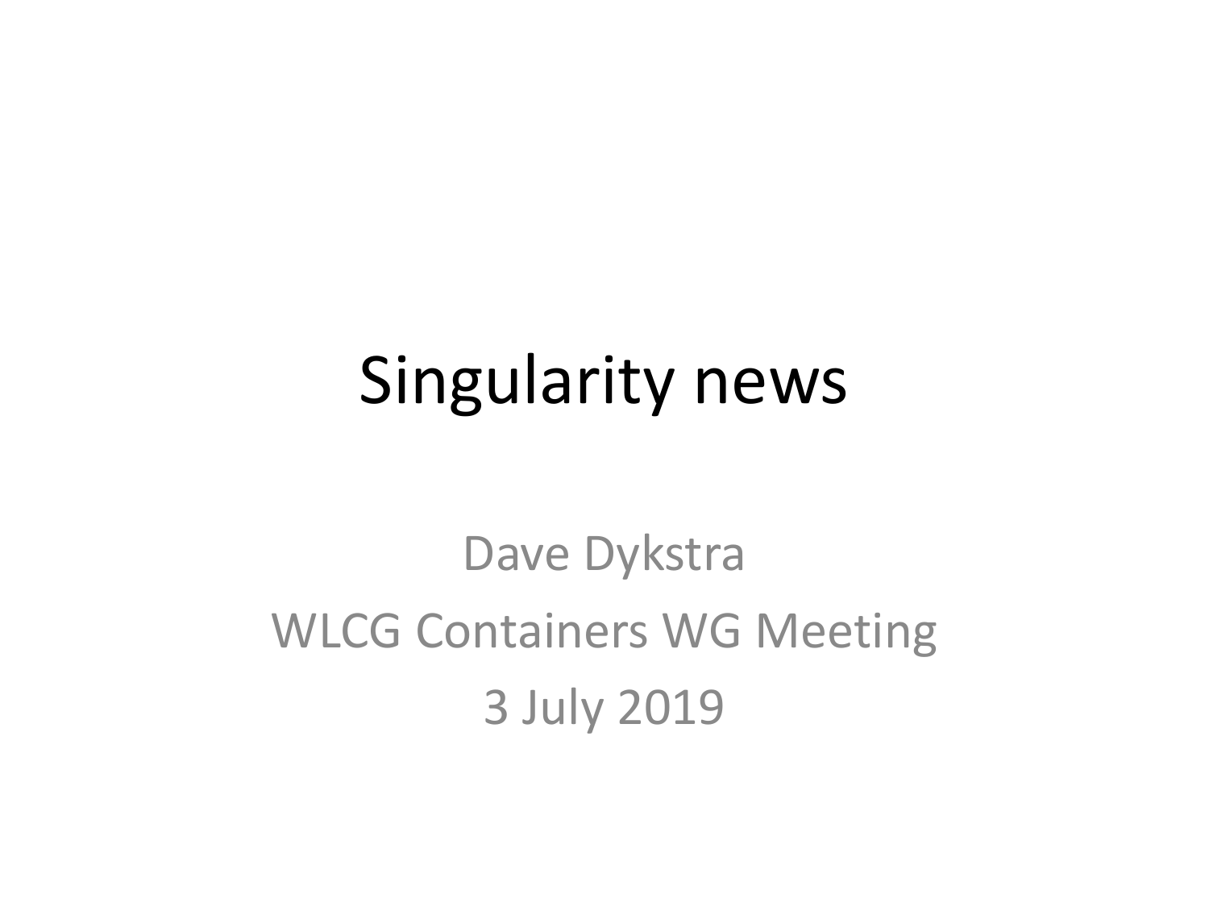# Singularity news

Dave Dykstra

WLCG Containers WG Meeting

3 July 2019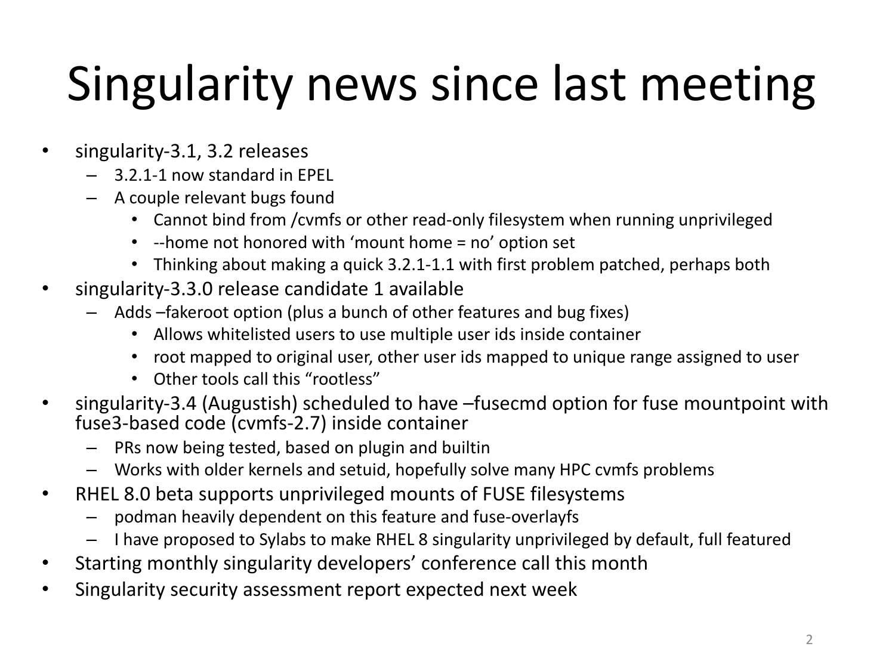# Singularity news since last meeting

- singularity-3.1, 3.2 releases
  - 3.2.1-1 now standard in EPEL
  - A couple relevant bugs found
    - Cannot bind from /cvmfs or other read-only filesystem when running unprivileged
    - --home not honored with 'mount home = no' option set
    - Thinking about making a quick 3.2.1-1.1 with first problem patched, perhaps both
- singularity-3.3.0 release candidate 1 available
  - Adds –fakeroot option (plus a bunch of other features and bug fixes)
    - Allows whitelisted users to use multiple user ids inside container
    - root mapped to original user, other user ids mapped to unique range assigned to user
    - Other tools call this "rootless"
- singularity-3.4 (Augustish) scheduled to have –fusecmd option for fuse mountpoint with fuse3-based code (cvmfs-2.7) inside container
  - PRs now being tested, based on plugin and builtin
  - Works with older kernels and setuid, hopefully solve many HPC cvmfs problems
- RHEL 8.0 beta supports unprivileged mounts of FUSE filesystems
  - podman heavily dependent on this feature and fuse-overlayfs
  - I have proposed to Sylabs to make RHEL 8 singularity unprivileged by default, full featured
- Starting monthly singularity developers' conference call this month
- Singularity security assessment report expected next week